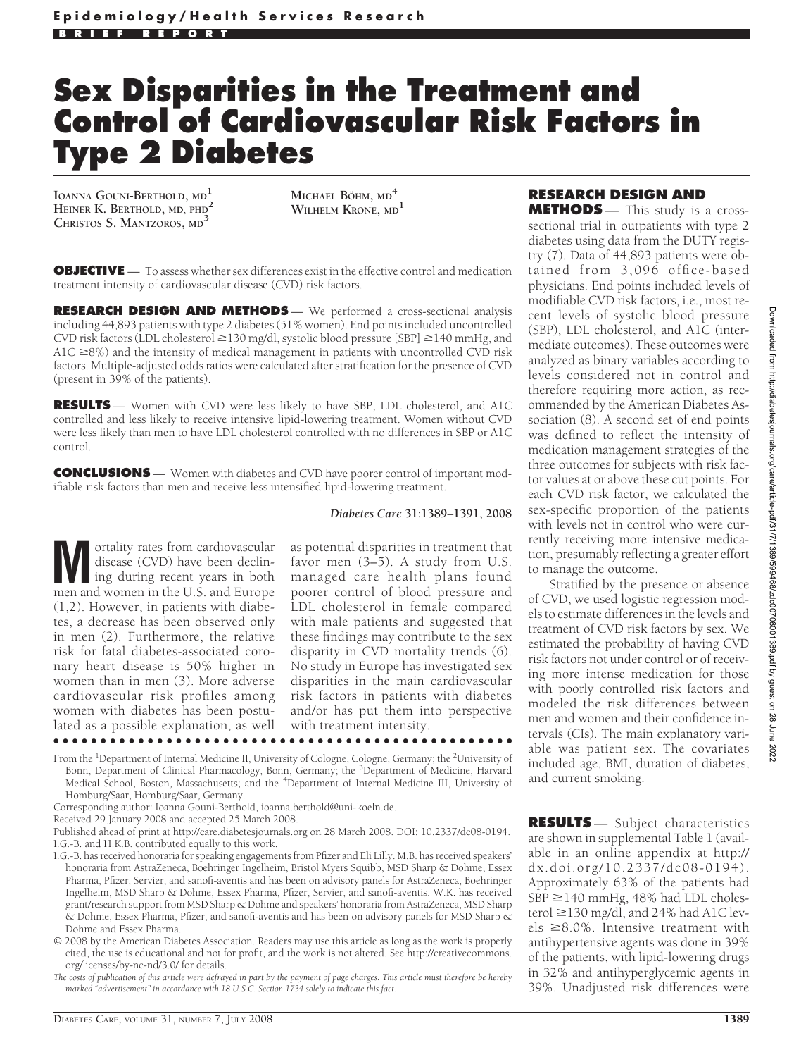**Epidemiology/Health Services Research**

**BRIEF REPORT**

# Sex Disparities in the Treatment and Control of Cardiovascular Risk Factors in Type 2 Diabetes

IOANNA GOUNI-BERTHOLD, MD[1]
HEINER K. BERTHOLD, MD, PHD[2]
CHRISTOS S. MANTZOROS, MD[3]
MICHAEL BÖHM, MD[4]
WILHELM KRONE, MD[1]

**OBJECTIVE** — To assess whether sex differences exist in the effective control and medication treatment intensity of cardiovascular disease (CVD) risk factors.

**RESEARCH DESIGN AND METHODS** — We performed a cross-sectional analysis including 44,893 patients with type 2 diabetes (51% women). End points included uncontrolled CVD risk factors (LDL cholesterol ≥130 mg/dl, systolic blood pressure [SBP] ≥140 mmHg, and A1C ≥8%) and the intensity of medical management in patients with uncontrolled CVD risk factors. Multiple-adjusted odds ratios were calculated after stratification for the presence of CVD (present in 39% of the patients).

**RESULTS** — Women with CVD were less likely to have SBP, LDL cholesterol, and A1C controlled and less likely to receive intensive lipid-lowering treatment. Women without CVD were less likely than men to have LDL cholesterol controlled with no differences in SBP or A1C control.

**CONCLUSIONS** — Women with diabetes and CVD have poorer control of important modifiable risk factors than men and receive less intensified lipid-lowering treatment.

*Diabetes Care* **31:**1389–1391, 2008

Mortality rates from cardiovascular disease (CVD) have been declining during recent years in both men and women in the U.S. and Europe (1,2). However, in patients with diabetes, a decrease has been observed only in men (2). Furthermore, the relative risk for fatal diabetes-associated coronary heart disease is 50% higher in women than in men (3). More adverse cardiovascular risk profiles among women with diabetes has been postulated as a possible explanation, as well as potential disparities in treatment that favor men (3–5). A study from U.S. managed care health plans found poorer control of blood pressure and LDL cholesterol in female compared with male patients and suggested that these findings may contribute to the sex disparity in CVD mortality trends (6). No study in Europe has investigated sex disparities in the main cardiovascular risk factors in patients with diabetes and/or has put them into perspective with treatment intensity.

From the [1]Department of Internal Medicine II, University of Cologne, Cologne, Germany; the [2]University of Bonn, Department of Clinical Pharmacology, Bonn, Germany; the [3]Department of Medicine, Harvard Medical School, Boston, Massachusetts; and the [4]Department of Internal Medicine III, University of Homburg/Saar, Homburg/Saar, Germany.

Corresponding author: Ioanna Gouni-Berthold, ioanna.berthold@uni-koeln.de.

Received 29 January 2008 and accepted 25 March 2008.

Published ahead of print at http://care.diabetesjournals.org on 28 March 2008. DOI: 10.2337/dc08-0194.

I.G.-B. and H.K.B. contributed equally to this work.

I.G.-B. has received honoraria for speaking engagements from Pfizer and Eli Lilly. M.B. has received speakers' honoraria from AstraZeneca, Boehringer Ingelheim, Bristol Myers Squibb, MSD Sharp & Dohme, Essex Pharma, Pfizer, Servier, and sanofi-aventis and has been on advisory panels for AstraZeneca, Boehringer Ingelheim, MSD Sharp & Dohme, Essex Pharma, Pfizer, Servier, and sanofi-aventis. W.K. has received grant/research support from MSD Sharp & Dohme and speakers' honoraria from AstraZeneca, MSD Sharp & Dohme, Essex Pharma, Pfizer, and sanofi-aventis and has been on advisory panels for MSD Sharp & Dohme and Essex Pharma.

© 2008 by the American Diabetes Association. Readers may use this article as long as the work is properly cited, the use is educational and not for profit, and the work is not altered. See http://creativecommons.org/licenses/by-nc-nd/3.0/ for details.

*The costs of publication of this article were defrayed in part by the payment of page charges. This article must therefore be hereby marked "advertisement" in accordance with 18 U.S.C. Section 1734 solely to indicate this fact.*

## RESEARCH DESIGN AND METHODS

— This study is a cross-sectional trial in outpatients with type 2 diabetes using data from the DUTY registry (7). Data of 44,893 patients were obtained from 3,096 office-based physicians. End points included levels of modifiable CVD risk factors, i.e., most recent levels of systolic blood pressure (SBP), LDL cholesterol, and A1C (intermediate outcomes). These outcomes were analyzed as binary variables according to levels considered not in control and therefore requiring more action, as recommended by the American Diabetes Association (8). A second set of end points was defined to reflect the intensity of medication management strategies of the three outcomes for subjects with risk factor values at or above these cut points. For each CVD risk factor, we calculated the sex-specific proportion of the patients with levels not in control who were currently receiving more intensive medication, presumably reflecting a greater effort to manage the outcome.

Stratified by the presence or absence of CVD, we used logistic regression models to estimate differences in the levels and treatment of CVD risk factors by sex. We estimated the probability of having CVD risk factors not under control or of receiving more intense medication for those with poorly controlled risk factors and modeled the risk differences between men and women and their confidence intervals (CIs). The main explanatory variable was patient sex. The covariates included age, BMI, duration of diabetes, and current smoking.

## RESULTS

— Subject characteristics are shown in supplemental Table 1 (available in an online appendix at http://dx.doi.org/10.2337/dc08-0194). Approximately 63% of the patients had SBP ≥140 mmHg, 48% had LDL cholesterol ≥130 mg/dl, and 24% had A1C levels ≥8.0%. Intensive treatment with antihypertensive agents was done in 39% of the patients, with lipid-lowering drugs in 32% and antihyperglycemic agents in 39%. Unadjusted risk differences were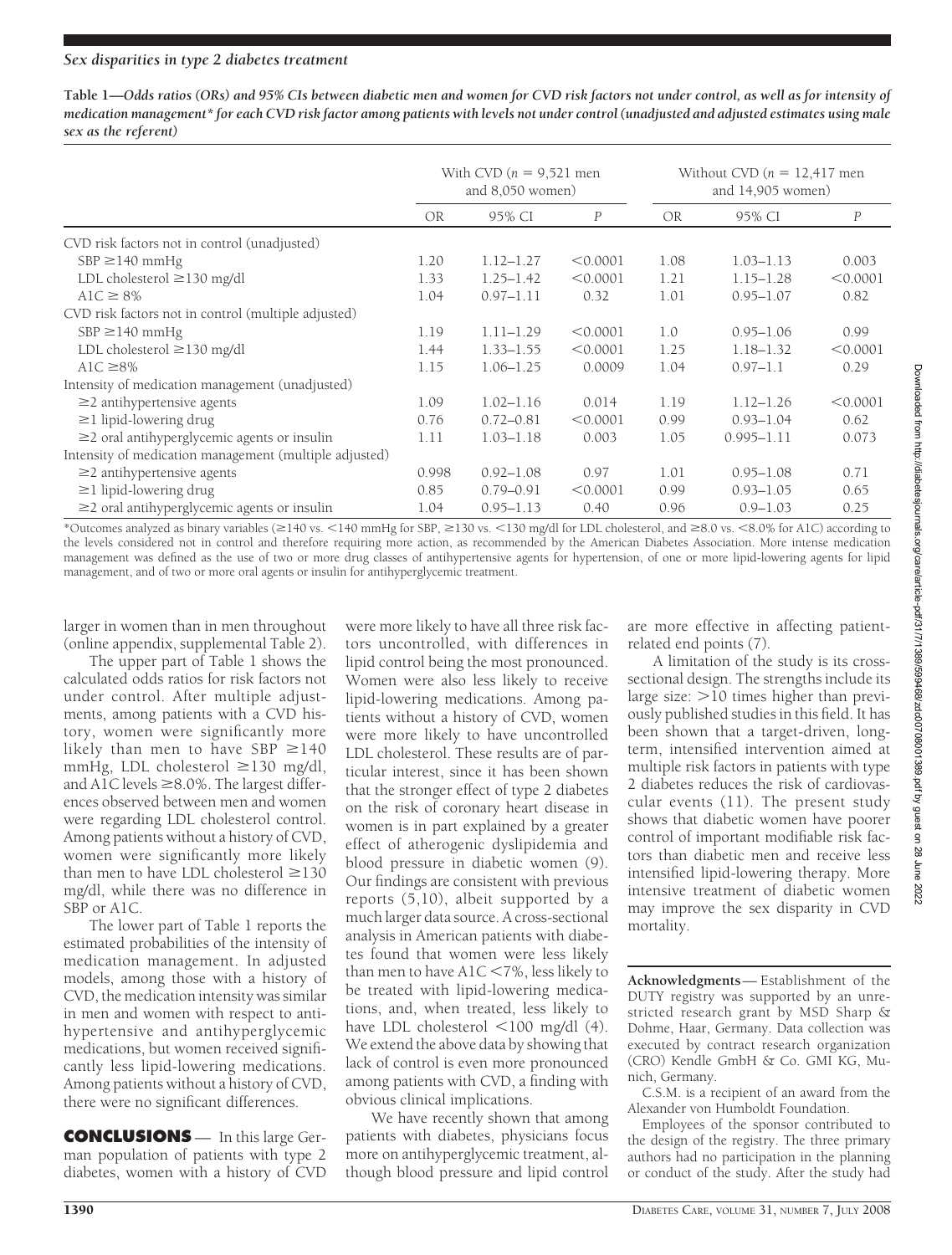**Table 1—Odds ratios (ORs) and 95% CIs between diabetic men and women for CVD risk factors not under control, as well as for intensity of medication management* for each CVD risk factor among patients with levels not under control (unadjusted and adjusted estimates using male sex as the referent)**

| | With CVD ($n$ = 9,521 men and 8,050 women) | | | Without CVD ($n$ = 12,417 men and 14,905 women) | | |
|---|---|---|---|---|---|---|
| | OR | 95% CI | $P$ | OR | 95% CI | $P$ |
| CVD risk factors not in control (unadjusted) | | | | | | |
| SBP ≥140 mmHg | 1.20 | 1.12–1.27 | <0.0001 | 1.08 | 1.03–1.13 | 0.003 |
| LDL cholesterol ≥130 mg/dl | 1.33 | 1.25–1.42 | <0.0001 | 1.21 | 1.15–1.28 | <0.0001 |
| A1C ≥ 8% | 1.04 | 0.97–1.11 | 0.32 | 1.01 | 0.95–1.07 | 0.82 |
| CVD risk factors not in control (multiple adjusted) | | | | | | |
| SBP ≥140 mmHg | 1.19 | 1.11–1.29 | <0.0001 | 1.0 | 0.95–1.06 | 0.99 |
| LDL cholesterol ≥130 mg/dl | 1.44 | 1.33–1.55 | <0.0001 | 1.25 | 1.18–1.32 | <0.0001 |
| A1C ≥8% | 1.15 | 1.06–1.25 | 0.0009 | 1.04 | 0.97–1.1 | 0.29 |
| Intensity of medication management (unadjusted) | | | | | | |
| ≥2 antihypertensive agents | 1.09 | 1.02–1.16 | 0.014 | 1.19 | 1.12–1.26 | <0.0001 |
| ≥1 lipid-lowering drug | 0.76 | 0.72–0.81 | <0.0001 | 0.99 | 0.93–1.04 | 0.62 |
| ≥2 oral antihyperglycemic agents or insulin | 1.11 | 1.03–1.18 | 0.003 | 1.05 | 0.995–1.11 | 0.073 |
| Intensity of medication management (multiple adjusted) | | | | | | |
| ≥2 antihypertensive agents | 0.998 | 0.92–1.08 | 0.97 | 1.01 | 0.95–1.08 | 0.71 |
| ≥1 lipid-lowering drug | 0.85 | 0.79–0.91 | <0.0001 | 0.99 | 0.93–1.05 | 0.65 |
| ≥2 oral antihyperglycemic agents or insulin | 1.04 | 0.95–1.13 | 0.40 | 0.96 | 0.9–1.03 | 0.25 |

*Outcomes analyzed as binary variables (≥140 vs. <140 mmHg for SBP, ≥130 vs. <130 mg/dl for LDL cholesterol, and ≥8.0 vs. <8.0% for A1C) according to the levels considered not in control and therefore requiring more action, as recommended by the American Diabetes Association. More intense medication management was defined as the use of two or more drug classes of antihypertensive agents for hypertension, of one or more lipid-lowering agents for lipid management, and of two or more oral agents or insulin for antihyperglycemic treatment.

larger in women than in men throughout (online appendix, supplemental Table 2).

The upper part of Table 1 shows the calculated odds ratios for risk factors not under control. After multiple adjustments, among patients with a CVD history, women were significantly more likely than men to have SBP ≥140 mmHg, LDL cholesterol ≥130 mg/dl, and A1C levels ≥8.0%. The largest differences observed between men and women were regarding LDL cholesterol control. Among patients without a history of CVD, women were significantly more likely than men to have LDL cholesterol ≥130 mg/dl, while there was no difference in SBP or A1C.

The lower part of Table 1 reports the estimated probabilities of the intensity of medication management. In adjusted models, among those with a history of CVD, the medication intensity was similar in men and women with respect to antihypertensive and antihyperglycemic medications, but women received significantly less lipid-lowering medications. Among patients without a history of CVD, there were no significant differences.

**CONCLUSIONS** — In this large German population of patients with type 2 diabetes, women with a history of CVD were more likely to have all three risk factors uncontrolled, with differences in lipid control being the most pronounced. Women were also less likely to receive lipid-lowering medications. Among patients without a history of CVD, women were more likely to have uncontrolled LDL cholesterol. These results are of particular interest, since it has been shown that the stronger effect of type 2 diabetes on the risk of coronary heart disease in women is in part explained by a greater effect of atherogenic dyslipidemia and blood pressure in diabetic women (9). Our findings are consistent with previous reports (5,10), albeit supported by a much larger data source. A cross-sectional analysis in American patients with diabetes found that women were less likely than men to have A1C <7%, less likely to be treated with lipid-lowering medications, and, when treated, less likely to have LDL cholesterol <100 mg/dl (4). We extend the above data by showing that lack of control is even more pronounced among patients with CVD, a finding with obvious clinical implications.

We have recently shown that among patients with diabetes, physicians focus more on antihyperglycemic treatment, although blood pressure and lipid control are more effective in affecting patient-related end points (7).

A limitation of the study is its cross-sectional design. The strengths include its large size: >10 times higher than previously published studies in this field. It has been shown that a target-driven, long-term, intensified intervention aimed at multiple risk factors in patients with type 2 diabetes reduces the risk of cardiovascular events (11). The present study shows that diabetic women have poorer control of important modifiable risk factors than diabetic men and receive less intensified lipid-lowering therapy. More intensive treatment of diabetic women may improve the sex disparity in CVD mortality.

**Acknowledgments**— Establishment of the DUTY registry was supported by an unrestricted research grant by MSD Sharp & Dohme, Haar, Germany. Data collection was executed by contract research organization (CRO) Kendle GmbH & Co. GMI KG, Munich, Germany.

C.S.M. is a recipient of an award from the Alexander von Humboldt Foundation.

Employees of the sponsor contributed to the design of the registry. The three primary authors had no participation in the planning or conduct of the study. After the study had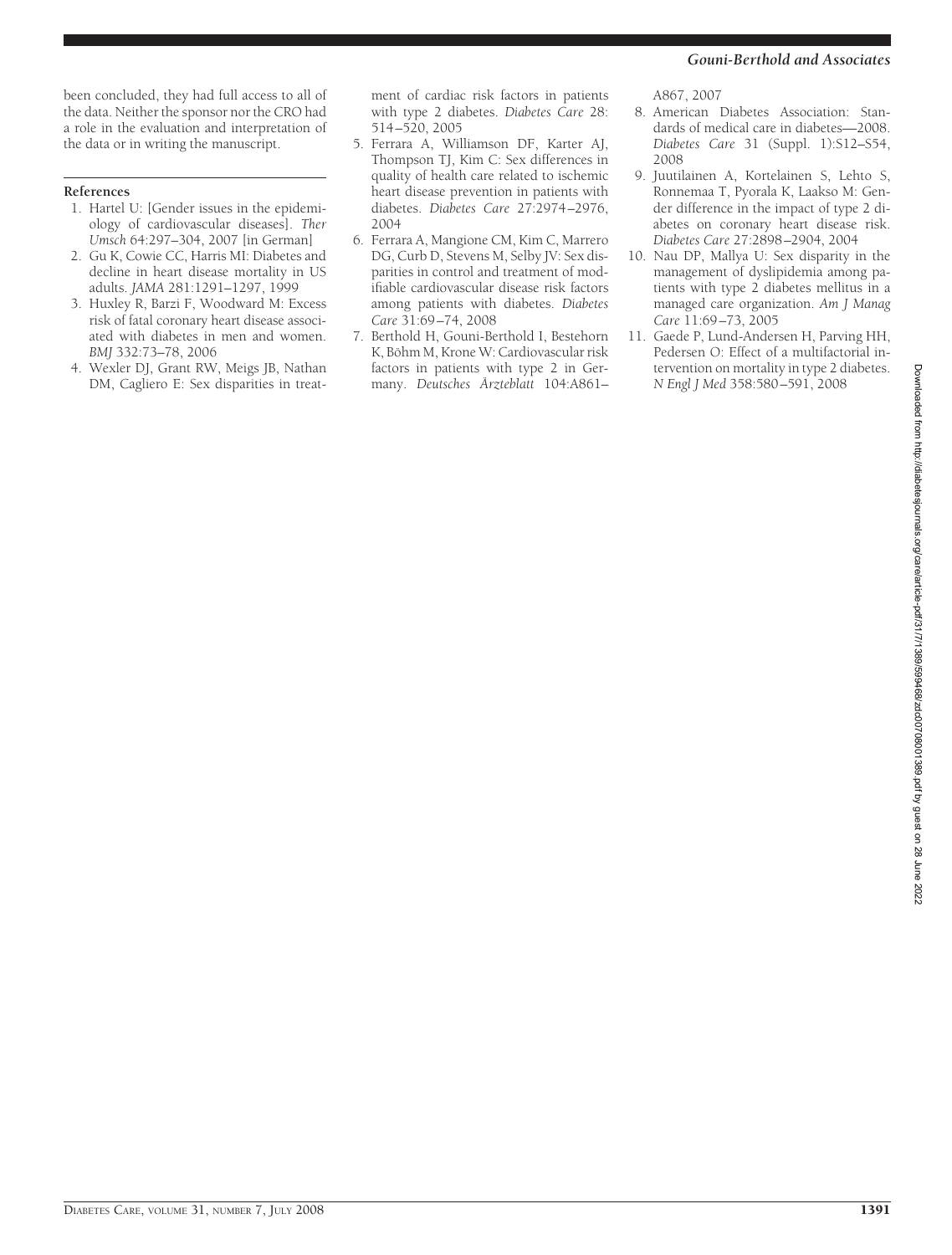been concluded, they had full access to all of the data. Neither the sponsor nor the CRO had a role in the evaluation and interpretation of the data or in writing the manuscript.

## References

1. Hartel U: [Gender issues in the epidemiology of cardiovascular diseases]. *Ther Umsch* 64:297–304, 2007 [in German]
2. Gu K, Cowie CC, Harris MI: Diabetes and decline in heart disease mortality in US adults. *JAMA* 281:1291–1297, 1999
3. Huxley R, Barzi F, Woodward M: Excess risk of fatal coronary heart disease associated with diabetes in men and women. *BMJ* 332:73–78, 2006
4. Wexler DJ, Grant RW, Meigs JB, Nathan DM, Cagliero E: Sex disparities in treatment of cardiac risk factors in patients with type 2 diabetes. *Diabetes Care* 28: 514–520, 2005
5. Ferrara A, Williamson DF, Karter AJ, Thompson TJ, Kim C: Sex differences in quality of health care related to ischemic heart disease prevention in patients with diabetes. *Diabetes Care* 27:2974–2976, 2004
6. Ferrara A, Mangione CM, Kim C, Marrero DG, Curb D, Stevens M, Selby JV: Sex disparities in control and treatment of modifiable cardiovascular disease risk factors among patients with diabetes. *Diabetes Care* 31:69–74, 2008
7. Berthold H, Gouni-Berthold I, Bestehorn K, Böhm M, Krone W: Cardiovascular risk factors in patients with type 2 in Germany. *Deutsches Ärzteblatt* 104:A861–A867, 2007
8. American Diabetes Association: Standards of medical care in diabetes—2008. *Diabetes Care* 31 (Suppl. 1):S12–S54, 2008
9. Juutilainen A, Kortelainen S, Lehto S, Ronnemaa T, Pyorala K, Laakso M: Gender difference in the impact of type 2 diabetes on coronary heart disease risk. *Diabetes Care* 27:2898–2904, 2004
10. Nau DP, Mallya U: Sex disparity in the management of dyslipidemia among patients with type 2 diabetes mellitus in a managed care organization. *Am J Manag Care* 11:69–73, 2005
11. Gaede P, Lund-Andersen H, Parving HH, Pedersen O: Effect of a multifactorial intervention on mortality in type 2 diabetes. *N Engl J Med* 358:580–591, 2008